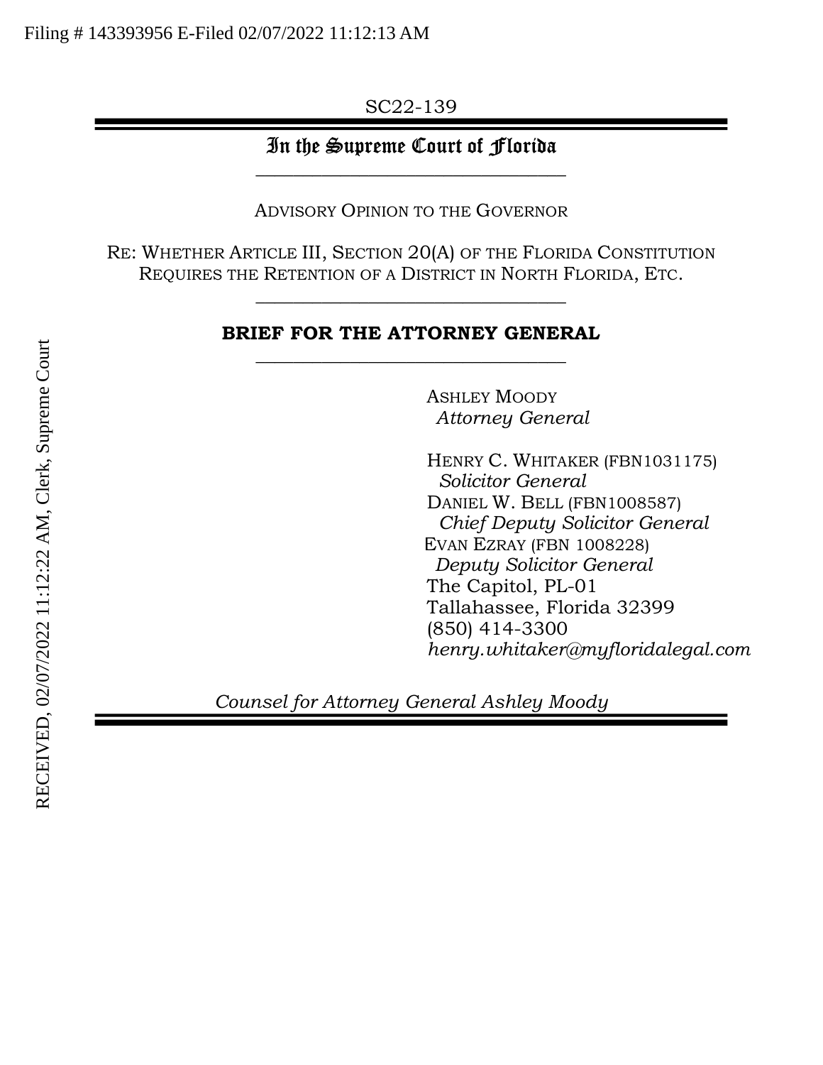Filing # 143393956 E-Filed 02/07/2022 11:12:13 AM

SC22-139

# In the Supreme Court of Florida

ADVISORY OPINION TO THE GOVERNOR

RE: WHETHER ARTICLE III, SECTION 20(A) OF THE FLORIDA CONSTITUTION REQUIRES THE RETENTION OF A DISTRICT IN NORTH FLORIDA, ETC.

## BRIEF FOR THE ATTORNEY GENERAL

ASHLEY MOODY
*Attorney General*

HENRY C. WHITAKER (FBN1031175)
*Solicitor General*
DANIEL W. BELL (FBN1008587)
*Chief Deputy Solicitor General*
EVAN EZRAY (FBN 1008228)
*Deputy Solicitor General*
The Capitol, PL-01
Tallahassee, Florida 32399
(850) 414-3300
*henry.whitaker@myfloridalegal.com*

*Counsel for Attorney General Ashley Moody*

RECEIVED, 02/07/2022 11:12:22 AM, Clerk, Supreme Court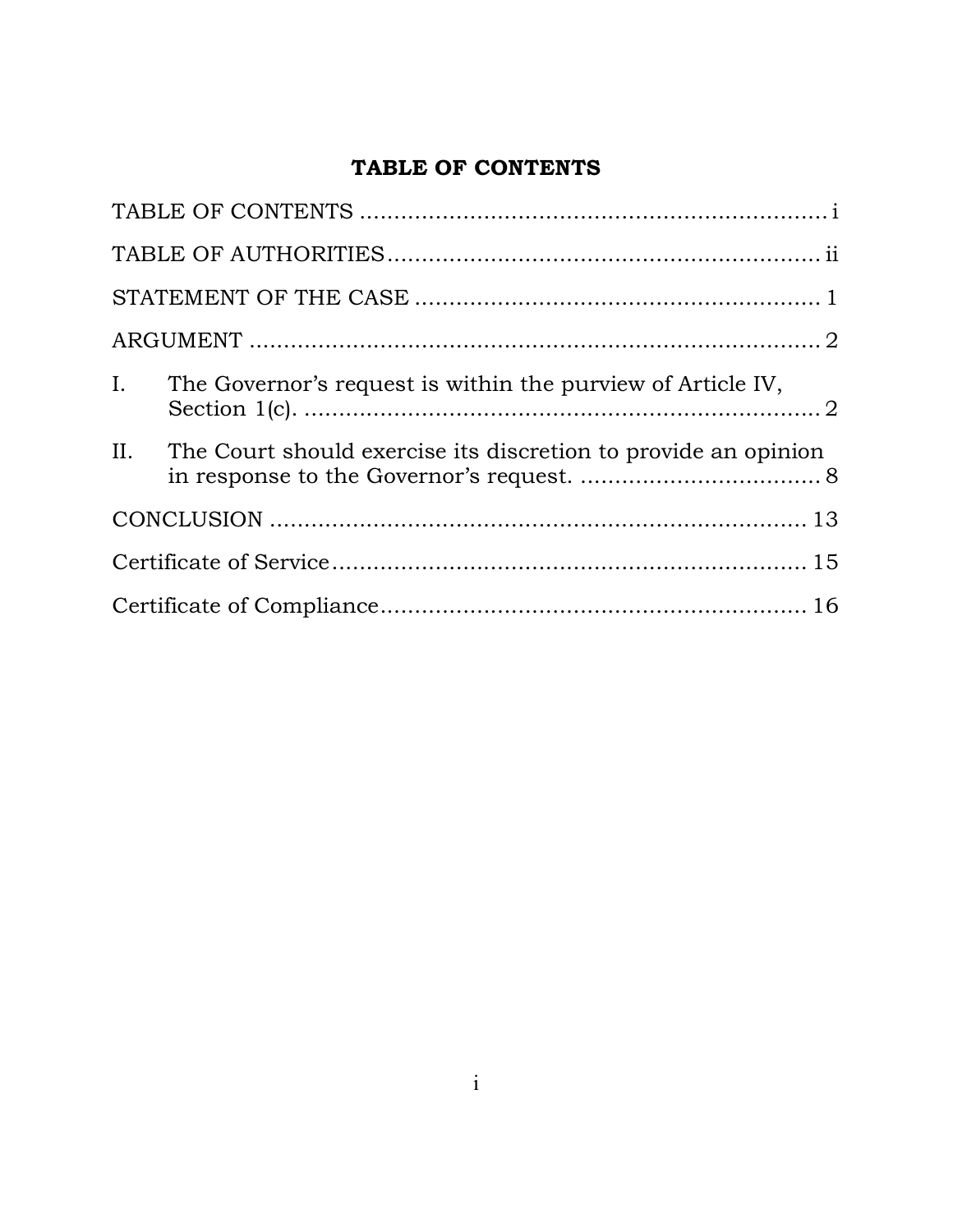# TABLE OF CONTENTS

TABLE OF CONTENTS ........................................................................ i

TABLE OF AUTHORITIES ................................................................. ii

STATEMENT OF THE CASE ............................................................ 1

ARGUMENT ........................................................................................ 2

I. The Governor's request is within the purview of Article IV, Section 1(c). ............................................................................ 2

II. The Court should exercise its discretion to provide an opinion in response to the Governor's request. ..................................... 8

CONCLUSION .................................................................................. 13

Certificate of Service ...................................................................... 15

Certificate of Compliance ............................................................... 16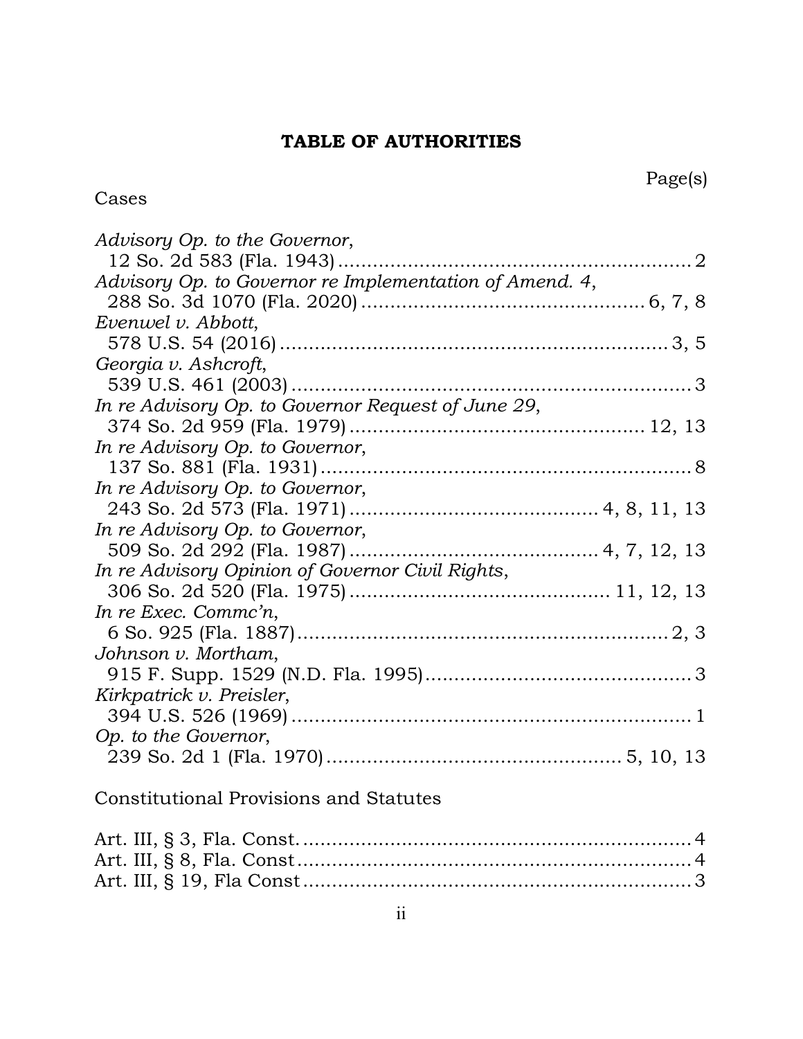# TABLE OF AUTHORITIES

Page(s)

Cases

*Advisory Op. to the Governor*,
12 So. 2d 583 (Fla. 1943) ........................................................ 2

*Advisory Op. to Governor re Implementation of Amend. 4*,
288 So. 3d 1070 (Fla. 2020) ........................................ 6, 7, 8

*Evenwel v. Abbott*,
578 U.S. 54 (2016) ............................................................ 3, 5

*Georgia v. Ashcroft*,
539 U.S. 461 (2003) ................................................................ 3

*In re Advisory Op. to Governor Request of June 29*,
374 So. 2d 959 (Fla. 1979) ........................................... 12, 13

*In re Advisory Op. to Governor*,
137 So. 881 (Fla. 1931) ........................................................... 8

*In re Advisory Op. to Governor*,
243 So. 2d 573 (Fla. 1971) ................................... 4, 8, 11, 13

*In re Advisory Op. to Governor*,
509 So. 2d 292 (Fla. 1987) ................................... 4, 7, 12, 13

*In re Advisory Opinion of Governor Civil Rights*,
306 So. 2d 520 (Fla. 1975) ..................................... 11, 12, 13

*In re Exec. Commc'n*,
6 So. 925 (Fla. 1887) ........................................................... 2, 3

*Johnson v. Mortham*,
915 F. Supp. 1529 (N.D. Fla. 1995) ........................................ 3

*Kirkpatrick v. Preisler*,
394 U.S. 526 (1969) ................................................................ 1

*Op. to the Governor*,
239 So. 2d 1 (Fla. 1970) ........................................... 5, 10, 13

Constitutional Provisions and Statutes

Art. III, § 3, Fla. Const. .............................................................. 4
Art. III, § 8, Fla. Const .............................................................. 4
Art. III, § 19, Fla Const .............................................................. 3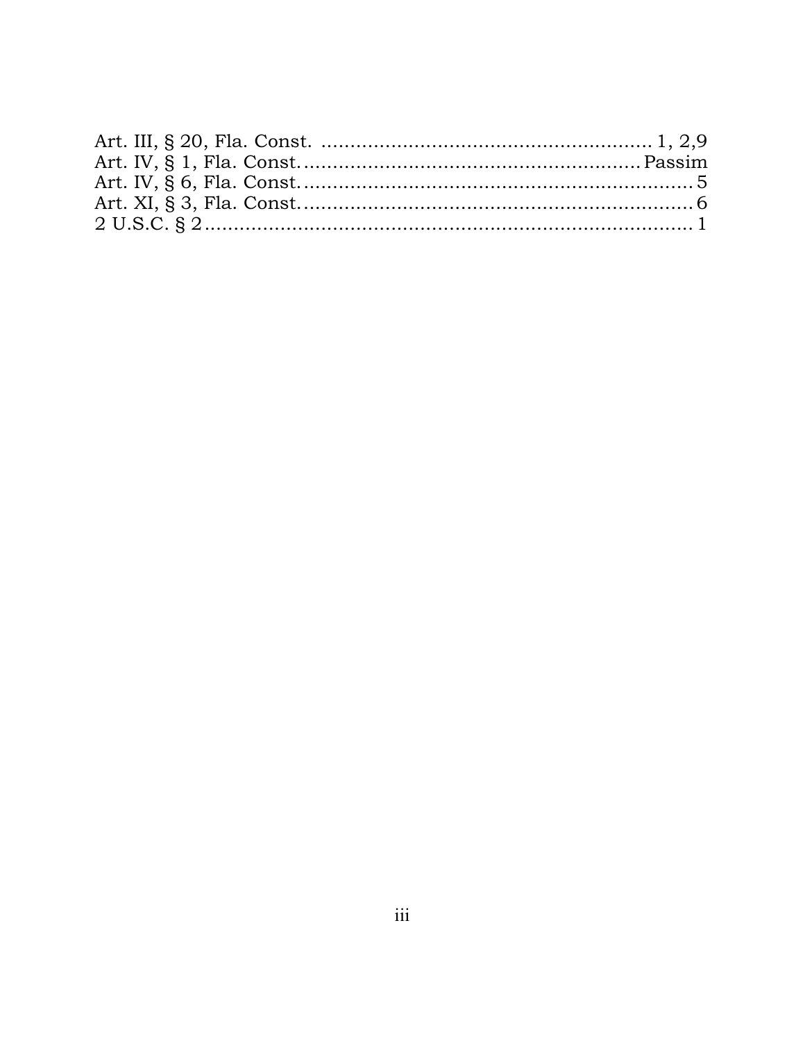Art. III, § 20, Fla. Const. ........................................................ 1, 2,9
Art. IV, § 1, Fla. Const. ........................................................ Passim
Art. IV, § 6, Fla. Const. ........................................................ 5
Art. XI, § 3, Fla. Const. ........................................................ 6
2 U.S.C. § 2 ........................................................ 1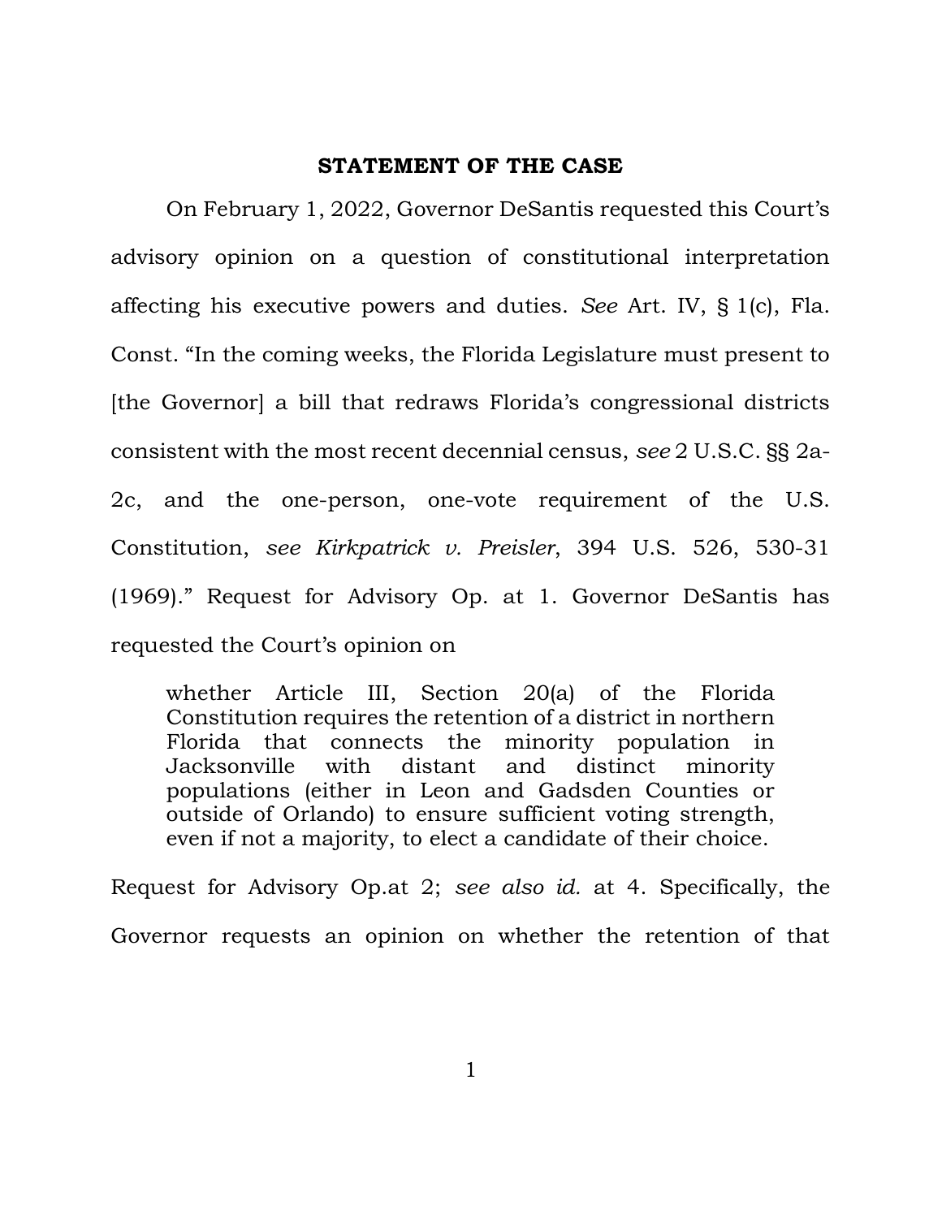## STATEMENT OF THE CASE

On February 1, 2022, Governor DeSantis requested this Court's advisory opinion on a question of constitutional interpretation affecting his executive powers and duties. *See* Art. IV, § 1(c), Fla. Const. "In the coming weeks, the Florida Legislature must present to [the Governor] a bill that redraws Florida's congressional districts consistent with the most recent decennial census, *see* 2 U.S.C. §§ 2a-2c, and the one-person, one-vote requirement of the U.S. Constitution, *see Kirkpatrick v. Preisler*, 394 U.S. 526, 530-31 (1969)." Request for Advisory Op. at 1. Governor DeSantis has requested the Court's opinion on

> whether Article III, Section 20(a) of the Florida Constitution requires the retention of a district in northern Florida that connects the minority population in Jacksonville with distant and distinct minority populations (either in Leon and Gadsden Counties or outside of Orlando) to ensure sufficient voting strength, even if not a majority, to elect a candidate of their choice.

Request for Advisory Op.at 2; *see also id.* at 4. Specifically, the Governor requests an opinion on whether the retention of that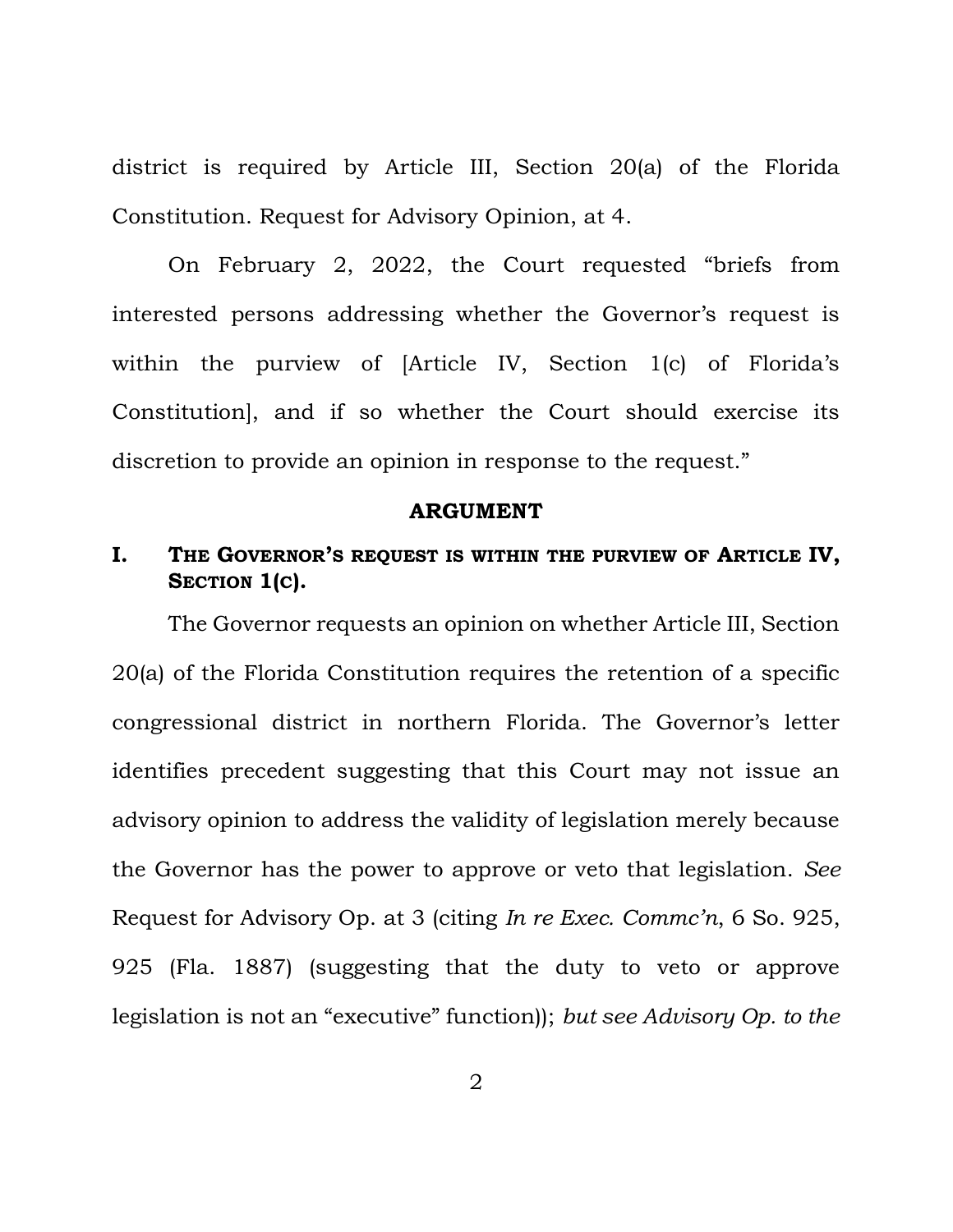district is required by Article III, Section 20(a) of the Florida Constitution. Request for Advisory Opinion, at 4.

On February 2, 2022, the Court requested "briefs from interested persons addressing whether the Governor's request is within the purview of [Article IV, Section 1(c) of Florida's Constitution], and if so whether the Court should exercise its discretion to provide an opinion in response to the request."

## ARGUMENT

### I. THE GOVERNOR'S REQUEST IS WITHIN THE PURVIEW OF ARTICLE IV, SECTION 1(C).

The Governor requests an opinion on whether Article III, Section 20(a) of the Florida Constitution requires the retention of a specific congressional district in northern Florida. The Governor's letter identifies precedent suggesting that this Court may not issue an advisory opinion to address the validity of legislation merely because the Governor has the power to approve or veto that legislation. *See* Request for Advisory Op. at 3 (citing *In re Exec. Commc'n*, 6 So. 925, 925 (Fla. 1887) (suggesting that the duty to veto or approve legislation is not an "executive" function)); *but see Advisory Op. to the*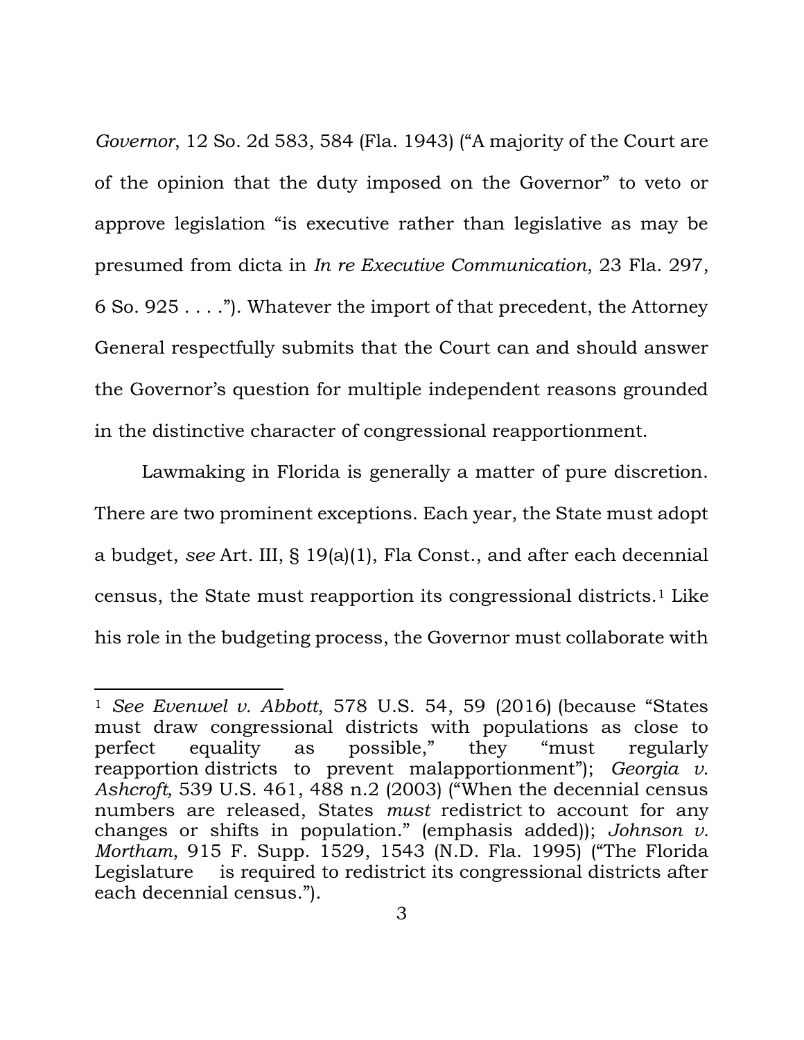*Governor*, 12 So. 2d 583, 584 (Fla. 1943) ("A majority of the Court are of the opinion that the duty imposed on the Governor" to veto or approve legislation "is executive rather than legislative as may be presumed from dicta in *In re Executive Communication*, 23 Fla. 297, 6 So. 925 . . . ."). Whatever the import of that precedent, the Attorney General respectfully submits that the Court can and should answer the Governor's question for multiple independent reasons grounded in the distinctive character of congressional reapportionment.

Lawmaking in Florida is generally a matter of pure discretion. There are two prominent exceptions. Each year, the State must adopt a budget, *see* Art. III, § 19(a)(1), Fla Const., and after each decennial census, the State must reapportion its congressional districts.[1] Like his role in the budgeting process, the Governor must collaborate with

---

[1] *See Evenwel v. Abbott*, 578 U.S. 54, 59 (2016) (because "States must draw congressional districts with populations as close to perfect equality as possible," they "must regularly reapportion districts to prevent malapportionment"); *Georgia v. Ashcroft,* 539 U.S. 461, 488 n.2 (2003) ("When the decennial census numbers are released, States *must* redistrict to account for any changes or shifts in population." (emphasis added)); *Johnson v. Mortham*, 915 F. Supp. 1529, 1543 (N.D. Fla. 1995) ("The Florida Legislature is required to redistrict its congressional districts after each decennial census.").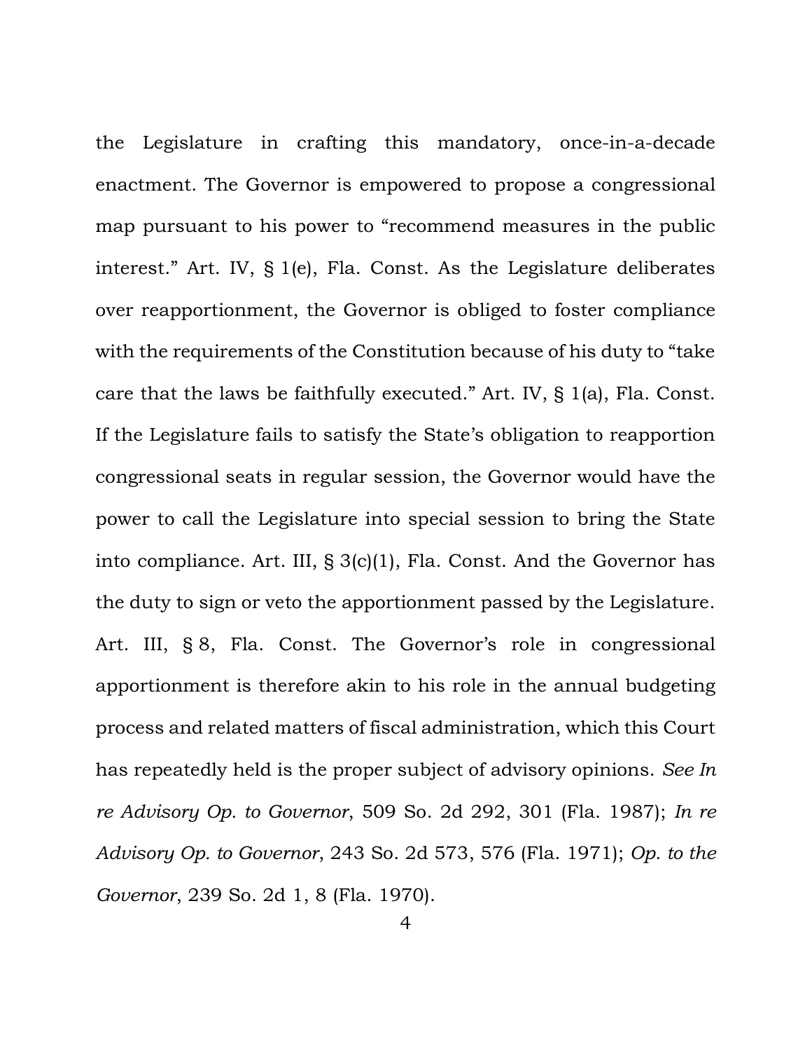the Legislature in crafting this mandatory, once-in-a-decade enactment. The Governor is empowered to propose a congressional map pursuant to his power to "recommend measures in the public interest." Art. IV, § 1(e), Fla. Const. As the Legislature deliberates over reapportionment, the Governor is obliged to foster compliance with the requirements of the Constitution because of his duty to "take care that the laws be faithfully executed." Art. IV, § 1(a), Fla. Const. If the Legislature fails to satisfy the State's obligation to reapportion congressional seats in regular session, the Governor would have the power to call the Legislature into special session to bring the State into compliance. Art. III, § 3(c)(1), Fla. Const. And the Governor has the duty to sign or veto the apportionment passed by the Legislature. Art. III, § 8, Fla. Const. The Governor's role in congressional apportionment is therefore akin to his role in the annual budgeting process and related matters of fiscal administration, which this Court has repeatedly held is the proper subject of advisory opinions. *See In re Advisory Op. to Governor*, 509 So. 2d 292, 301 (Fla. 1987); *In re Advisory Op. to Governor*, 243 So. 2d 573, 576 (Fla. 1971); *Op. to the Governor*, 239 So. 2d 1, 8 (Fla. 1970).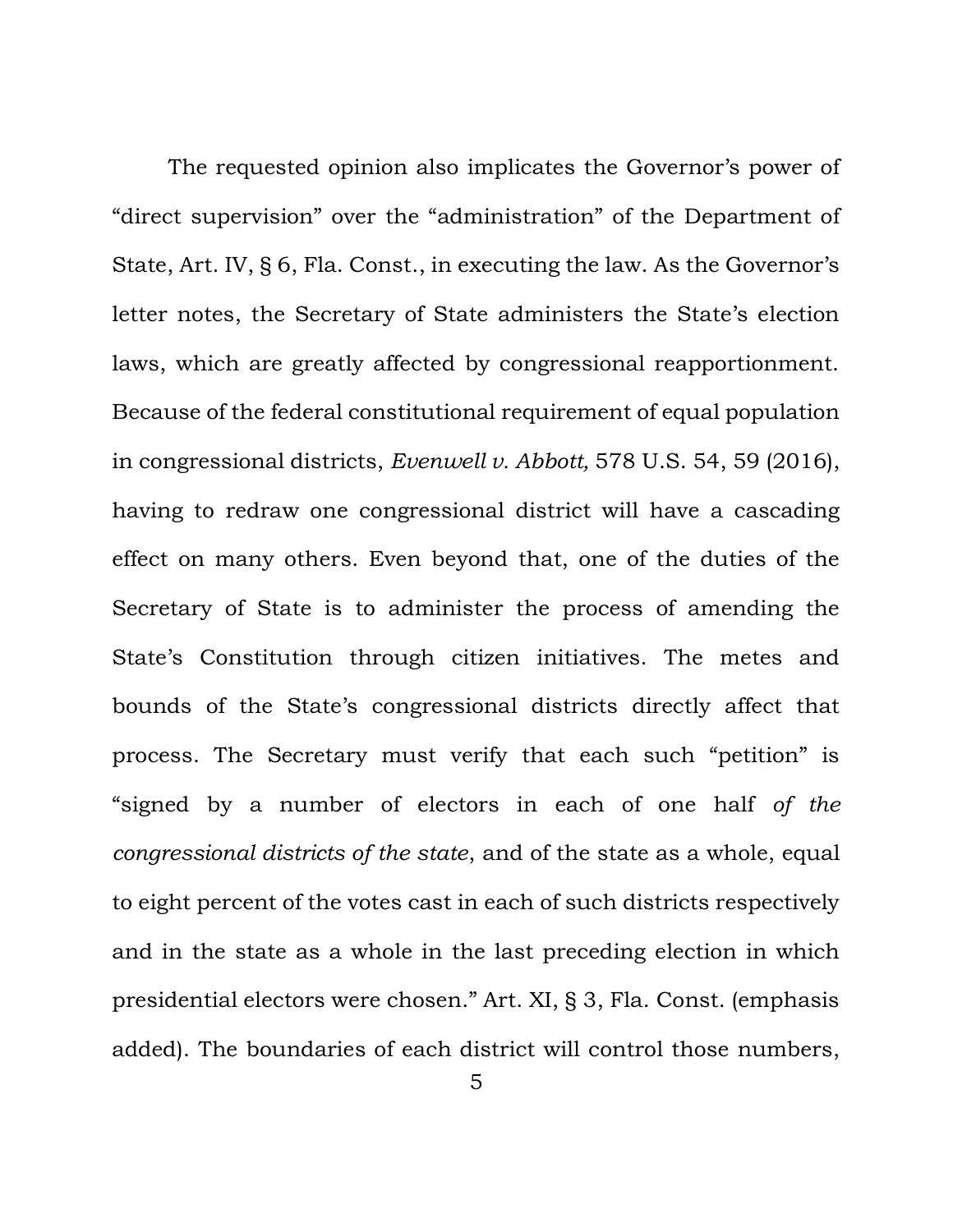The requested opinion also implicates the Governor's power of "direct supervision" over the "administration" of the Department of State, Art. IV, § 6, Fla. Const., in executing the law. As the Governor's letter notes, the Secretary of State administers the State's election laws, which are greatly affected by congressional reapportionment. Because of the federal constitutional requirement of equal population in congressional districts, *Evenwell v. Abbott,* 578 U.S. 54, 59 (2016), having to redraw one congressional district will have a cascading effect on many others. Even beyond that, one of the duties of the Secretary of State is to administer the process of amending the State's Constitution through citizen initiatives. The metes and bounds of the State's congressional districts directly affect that process. The Secretary must verify that each such "petition" is "signed by a number of electors in each of one half *of the congressional districts of the state*, and of the state as a whole, equal to eight percent of the votes cast in each of such districts respectively and in the state as a whole in the last preceding election in which presidential electors were chosen." Art. XI, § 3, Fla. Const. (emphasis added). The boundaries of each district will control those numbers,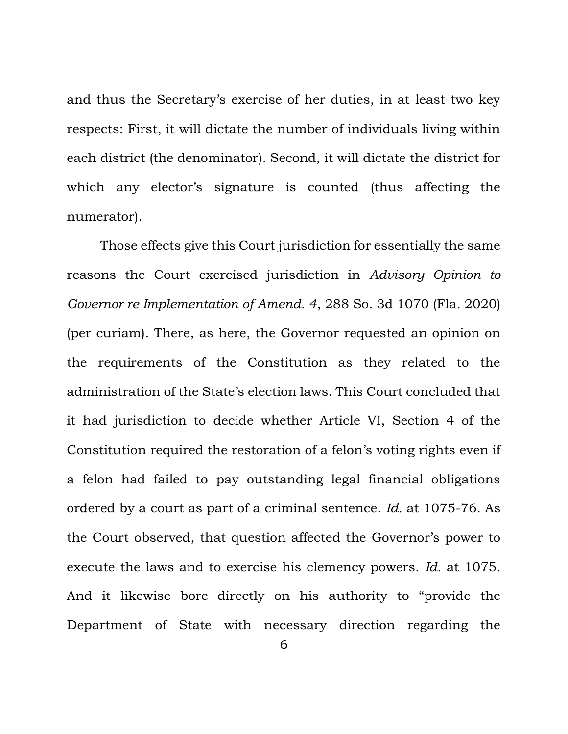and thus the Secretary's exercise of her duties, in at least two key respects: First, it will dictate the number of individuals living within each district (the denominator). Second, it will dictate the district for which any elector's signature is counted (thus affecting the numerator).

Those effects give this Court jurisdiction for essentially the same reasons the Court exercised jurisdiction in *Advisory Opinion to Governor re Implementation of Amend. 4*, 288 So. 3d 1070 (Fla. 2020) (per curiam). There, as here, the Governor requested an opinion on the requirements of the Constitution as they related to the administration of the State's election laws. This Court concluded that it had jurisdiction to decide whether Article VI, Section 4 of the Constitution required the restoration of a felon's voting rights even if a felon had failed to pay outstanding legal financial obligations ordered by a court as part of a criminal sentence. *Id.* at 1075-76. As the Court observed, that question affected the Governor's power to execute the laws and to exercise his clemency powers. *Id.* at 1075. And it likewise bore directly on his authority to "provide the Department of State with necessary direction regarding the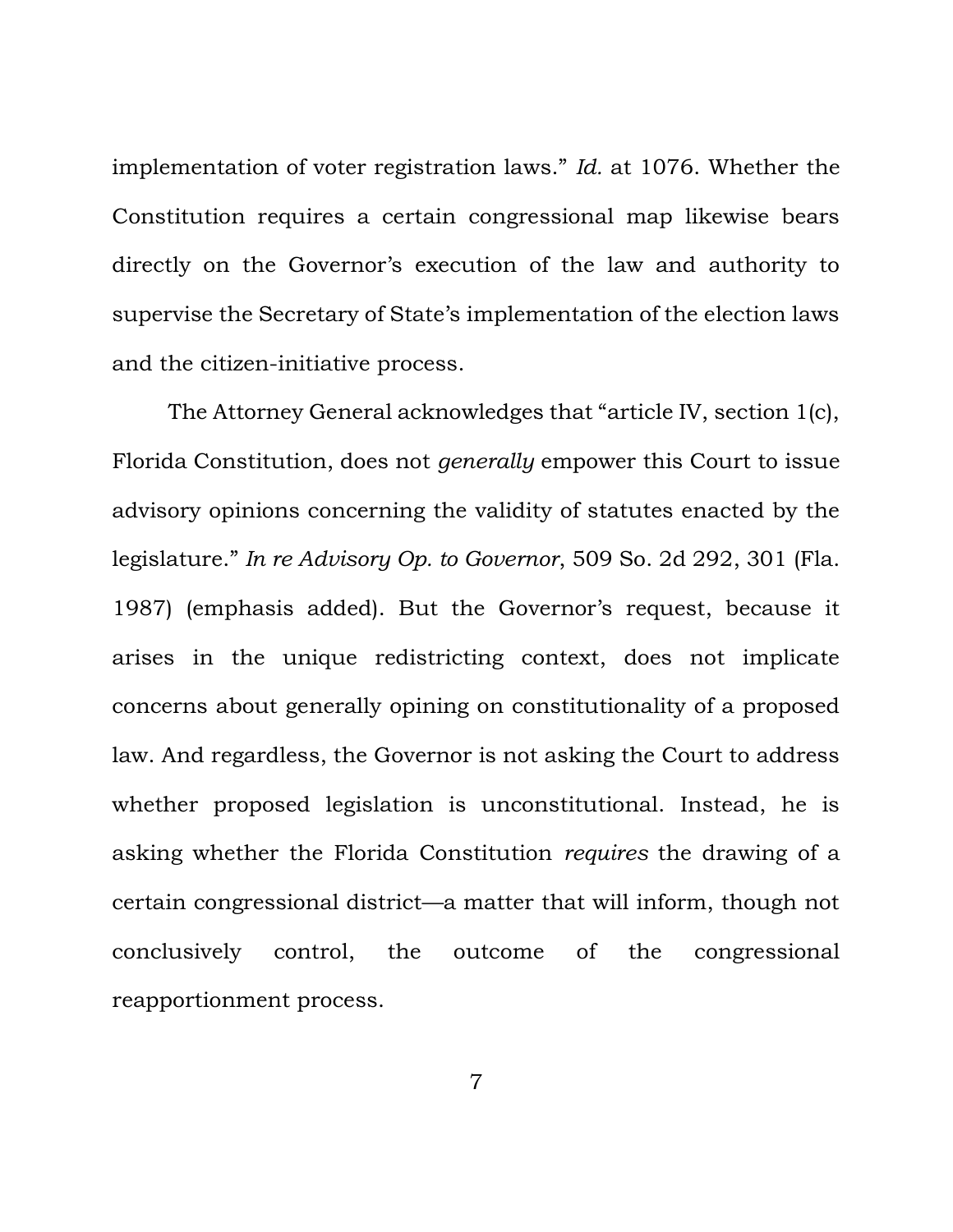implementation of voter registration laws." *Id.* at 1076. Whether the Constitution requires a certain congressional map likewise bears directly on the Governor's execution of the law and authority to supervise the Secretary of State's implementation of the election laws and the citizen-initiative process.

The Attorney General acknowledges that "article IV, section 1(c), Florida Constitution, does not *generally* empower this Court to issue advisory opinions concerning the validity of statutes enacted by the legislature." *In re Advisory Op. to Governor*, 509 So. 2d 292, 301 (Fla. 1987) (emphasis added). But the Governor's request, because it arises in the unique redistricting context, does not implicate concerns about generally opining on constitutionality of a proposed law. And regardless, the Governor is not asking the Court to address whether proposed legislation is unconstitutional. Instead, he is asking whether the Florida Constitution *requires* the drawing of a certain congressional district—a matter that will inform, though not conclusively control, the outcome of the congressional reapportionment process.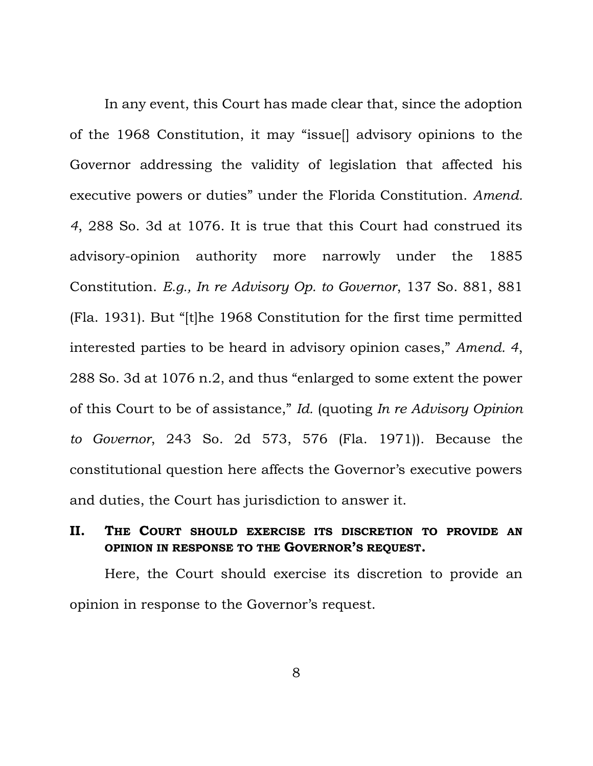In any event, this Court has made clear that, since the adoption of the 1968 Constitution, it may "issue[] advisory opinions to the Governor addressing the validity of legislation that affected his executive powers or duties" under the Florida Constitution. *Amend. 4*, 288 So. 3d at 1076. It is true that this Court had construed its advisory-opinion authority more narrowly under the 1885 Constitution. *E.g., In re Advisory Op. to Governor*, 137 So. 881, 881 (Fla. 1931). But "[t]he 1968 Constitution for the first time permitted interested parties to be heard in advisory opinion cases," *Amend. 4*, 288 So. 3d at 1076 n.2, and thus "enlarged to some extent the power of this Court to be of assistance," *Id.* (quoting *In re Advisory Opinion to Governor*, 243 So. 2d 573, 576 (Fla. 1971)). Because the constitutional question here affects the Governor's executive powers and duties, the Court has jurisdiction to answer it.

## II. The Court should exercise its discretion to provide an opinion in response to the Governor's request.

Here, the Court should exercise its discretion to provide an opinion in response to the Governor's request.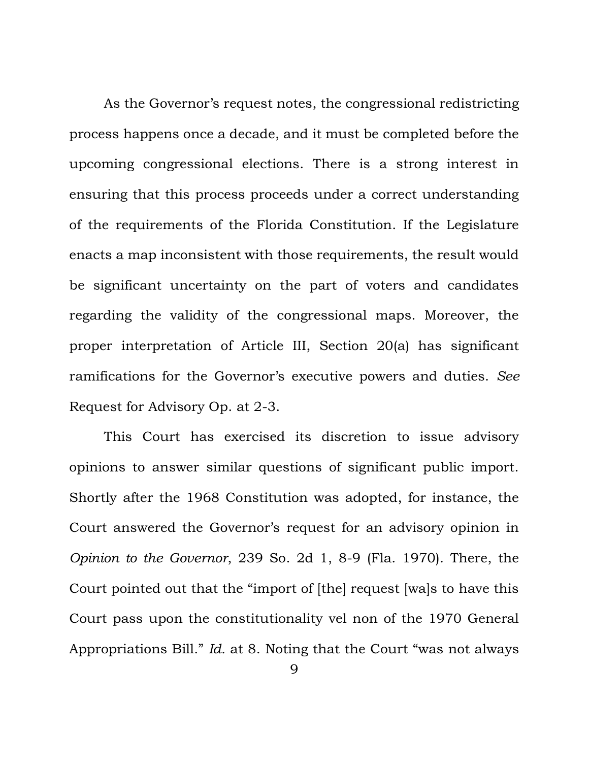As the Governor's request notes, the congressional redistricting process happens once a decade, and it must be completed before the upcoming congressional elections. There is a strong interest in ensuring that this process proceeds under a correct understanding of the requirements of the Florida Constitution. If the Legislature enacts a map inconsistent with those requirements, the result would be significant uncertainty on the part of voters and candidates regarding the validity of the congressional maps. Moreover, the proper interpretation of Article III, Section 20(a) has significant ramifications for the Governor's executive powers and duties. *See* Request for Advisory Op. at 2-3.

This Court has exercised its discretion to issue advisory opinions to answer similar questions of significant public import. Shortly after the 1968 Constitution was adopted, for instance, the Court answered the Governor's request for an advisory opinion in *Opinion to the Governor*, 239 So. 2d 1, 8-9 (Fla. 1970). There, the Court pointed out that the "import of [the] request [wa]s to have this Court pass upon the constitutionality vel non of the 1970 General Appropriations Bill." *Id.* at 8. Noting that the Court "was not always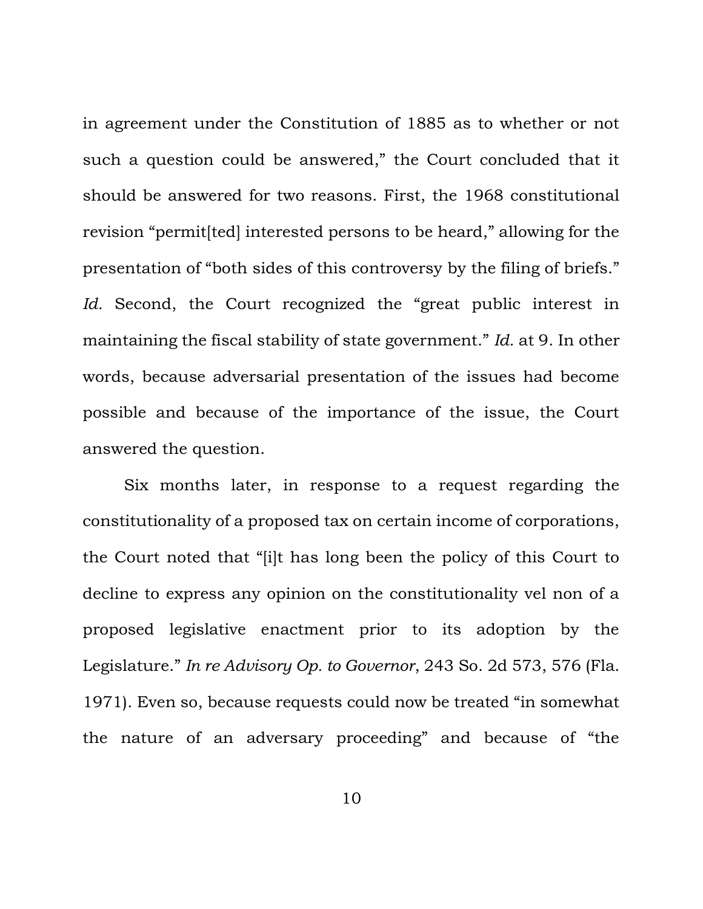in agreement under the Constitution of 1885 as to whether or not such a question could be answered," the Court concluded that it should be answered for two reasons. First, the 1968 constitutional revision "permit[ted] interested persons to be heard," allowing for the presentation of "both sides of this controversy by the filing of briefs." *Id.* Second, the Court recognized the "great public interest in maintaining the fiscal stability of state government." *Id.* at 9. In other words, because adversarial presentation of the issues had become possible and because of the importance of the issue, the Court answered the question.

Six months later, in response to a request regarding the constitutionality of a proposed tax on certain income of corporations, the Court noted that "[i]t has long been the policy of this Court to decline to express any opinion on the constitutionality vel non of a proposed legislative enactment prior to its adoption by the Legislature." *In re Advisory Op. to Governor*, 243 So. 2d 573, 576 (Fla. 1971). Even so, because requests could now be treated "in somewhat the nature of an adversary proceeding" and because of "the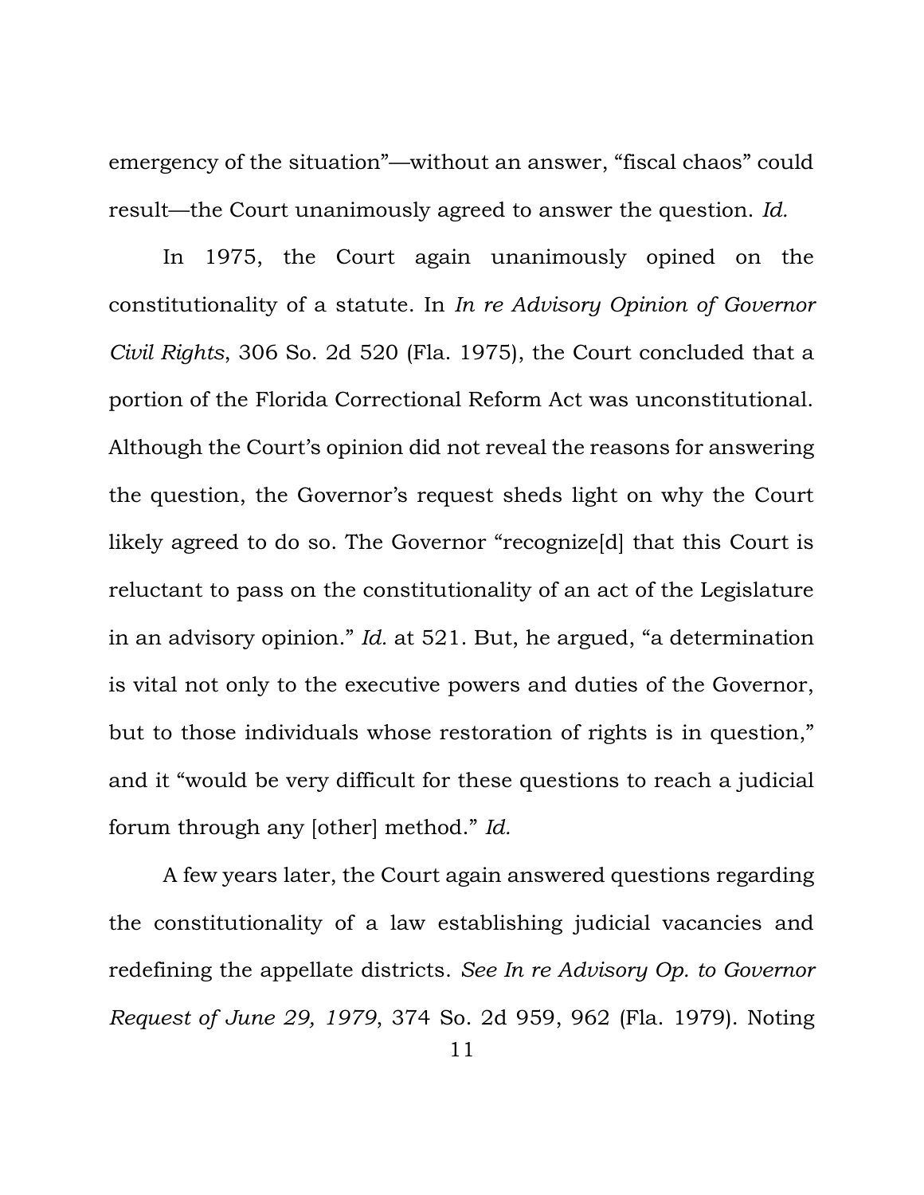emergency of the situation"—without an answer, "fiscal chaos" could result—the Court unanimously agreed to answer the question. *Id.*

In 1975, the Court again unanimously opined on the constitutionality of a statute. In *In re Advisory Opinion of Governor Civil Rights*, 306 So. 2d 520 (Fla. 1975), the Court concluded that a portion of the Florida Correctional Reform Act was unconstitutional. Although the Court's opinion did not reveal the reasons for answering the question, the Governor's request sheds light on why the Court likely agreed to do so. The Governor "recognize[d] that this Court is reluctant to pass on the constitutionality of an act of the Legislature in an advisory opinion." *Id.* at 521. But, he argued, "a determination is vital not only to the executive powers and duties of the Governor, but to those individuals whose restoration of rights is in question," and it "would be very difficult for these questions to reach a judicial forum through any [other] method." *Id.*

A few years later, the Court again answered questions regarding the constitutionality of a law establishing judicial vacancies and redefining the appellate districts. *See In re Advisory Op. to Governor Request of June 29, 1979*, 374 So. 2d 959, 962 (Fla. 1979). Noting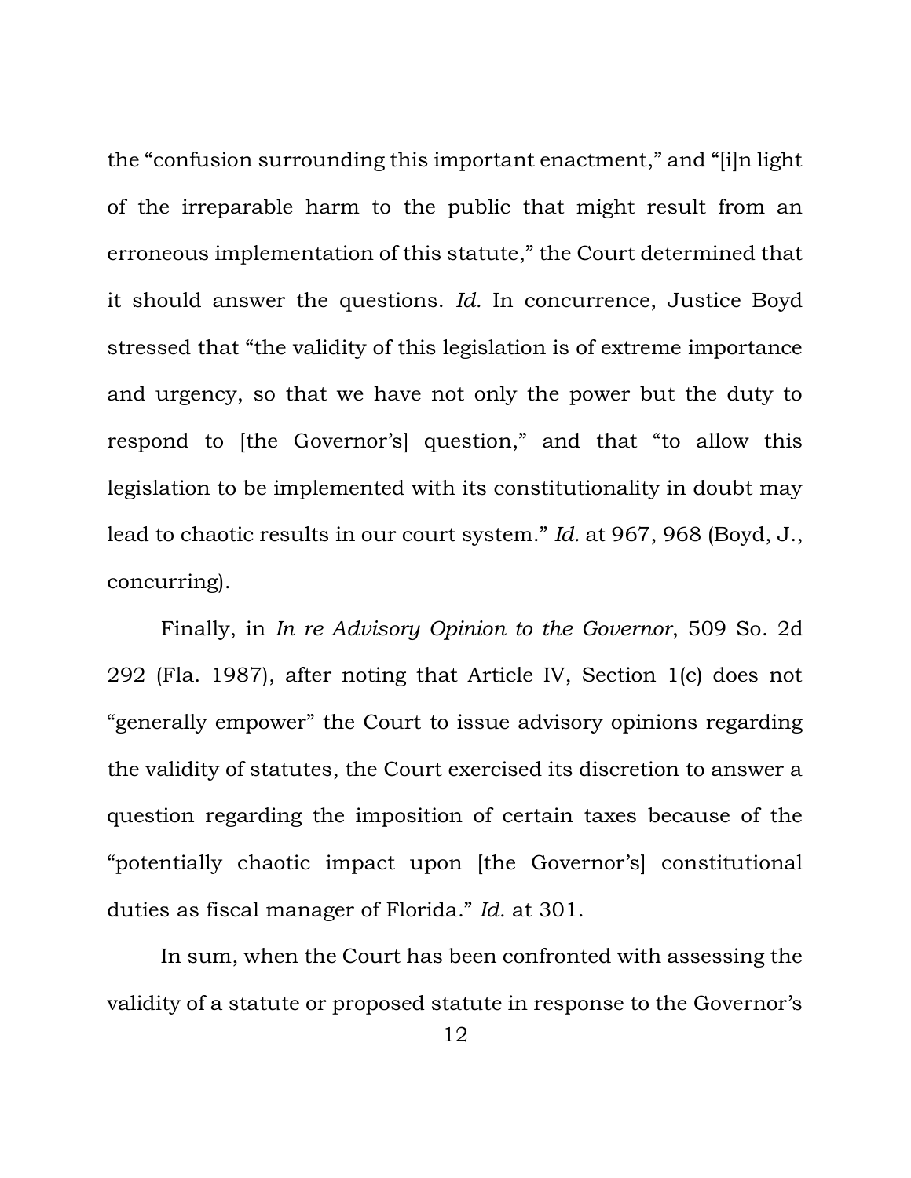the "confusion surrounding this important enactment," and "[i]n light of the irreparable harm to the public that might result from an erroneous implementation of this statute," the Court determined that it should answer the questions. *Id.* In concurrence, Justice Boyd stressed that "the validity of this legislation is of extreme importance and urgency, so that we have not only the power but the duty to respond to [the Governor's] question," and that "to allow this legislation to be implemented with its constitutionality in doubt may lead to chaotic results in our court system." *Id.* at 967, 968 (Boyd, J., concurring).

Finally, in *In re Advisory Opinion to the Governor*, 509 So. 2d 292 (Fla. 1987), after noting that Article IV, Section 1(c) does not "generally empower" the Court to issue advisory opinions regarding the validity of statutes, the Court exercised its discretion to answer a question regarding the imposition of certain taxes because of the "potentially chaotic impact upon [the Governor's] constitutional duties as fiscal manager of Florida." *Id.* at 301.

In sum, when the Court has been confronted with assessing the validity of a statute or proposed statute in response to the Governor's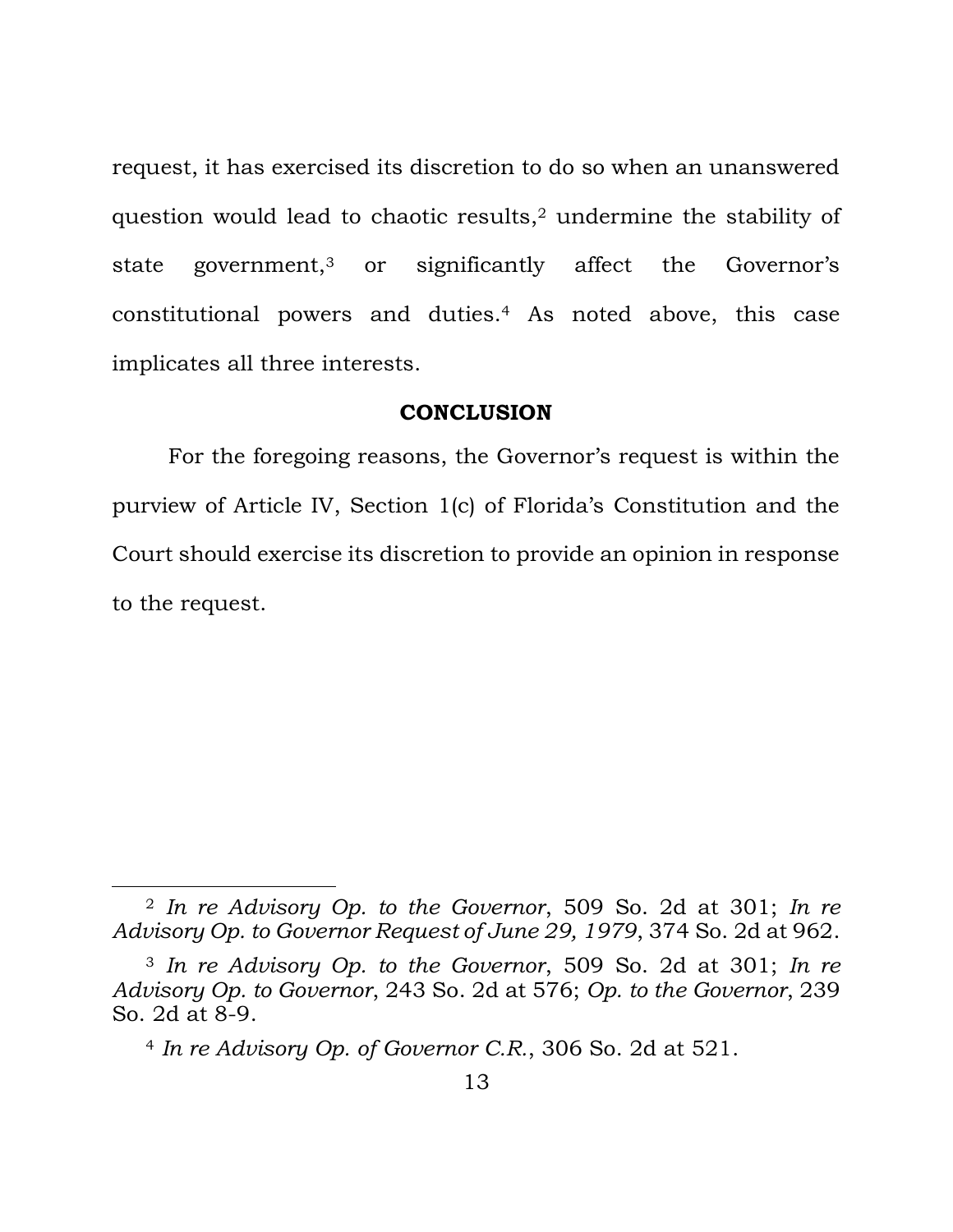request, it has exercised its discretion to do so when an unanswered question would lead to chaotic results,[2] undermine the stability of state government,[3] or significantly affect the Governor's constitutional powers and duties.[4] As noted above, this case implicates all three interests.

## CONCLUSION

For the foregoing reasons, the Governor's request is within the purview of Article IV, Section 1(c) of Florida's Constitution and the Court should exercise its discretion to provide an opinion in response to the request.

---

[2] *In re Advisory Op. to the Governor*, 509 So. 2d at 301; *In re Advisory Op. to Governor Request of June 29, 1979*, 374 So. 2d at 962.

[3] *In re Advisory Op. to the Governor*, 509 So. 2d at 301; *In re Advisory Op. to Governor*, 243 So. 2d at 576; *Op. to the Governor*, 239 So. 2d at 8-9.

[4] *In re Advisory Op. of Governor C.R.*, 306 So. 2d at 521.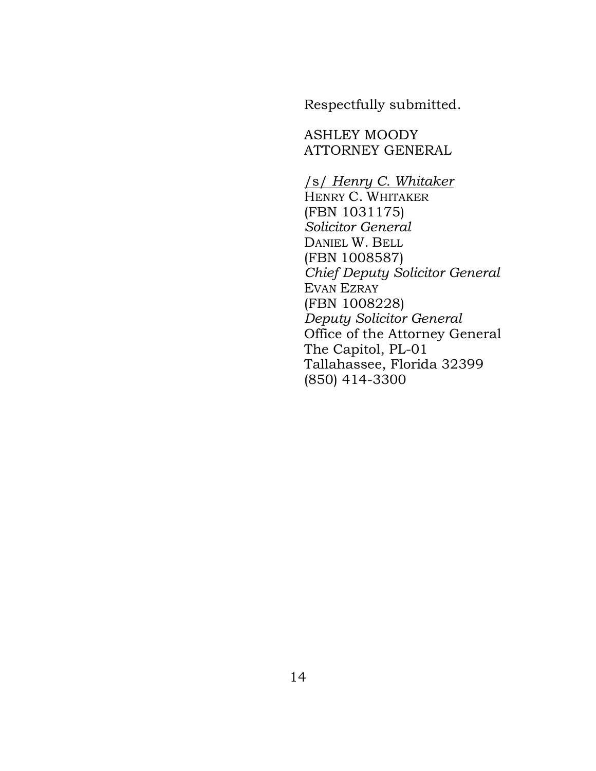Respectfully submitted.

ASHLEY MOODY  
ATTORNEY GENERAL

/s/ *Henry C. Whitaker*  
HENRY C. WHITAKER  
(FBN 1031175)  
*Solicitor General*  
DANIEL W. BELL  
(FBN 1008587)  
*Chief Deputy Solicitor General*  
EVAN EZRAY  
(FBN 1008228)  
*Deputy Solicitor General*  
Office of the Attorney General  
The Capitol, PL-01  
Tallahassee, Florida 32399  
(850) 414-3300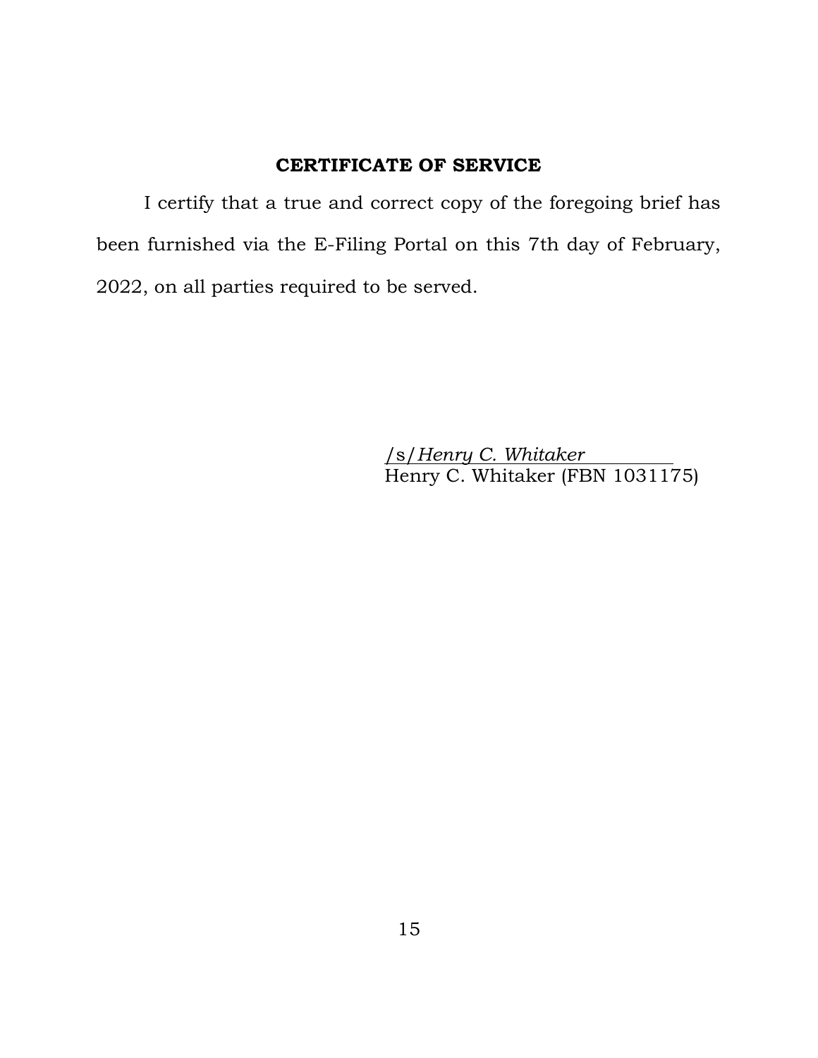## CERTIFICATE OF SERVICE

I certify that a true and correct copy of the foregoing brief has been furnished via the E-Filing Portal on this 7th day of February, 2022, on all parties required to be served.

/s/*Henry C. Whitaker*
Henry C. Whitaker (FBN 1031175)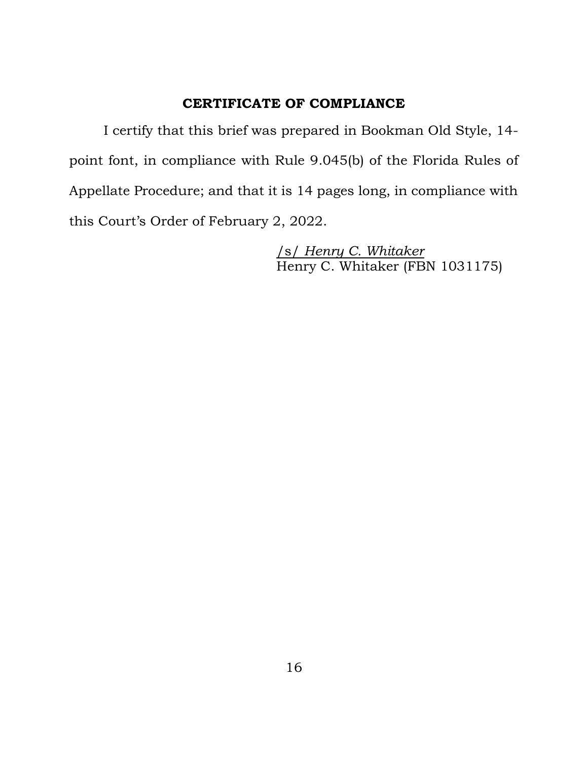## CERTIFICATE OF COMPLIANCE

I certify that this brief was prepared in Bookman Old Style, 14-point font, in compliance with Rule 9.045(b) of the Florida Rules of Appellate Procedure; and that it is 14 pages long, in compliance with this Court's Order of February 2, 2022.

/s/ *Henry C. Whitaker*
Henry C. Whitaker (FBN 1031175)